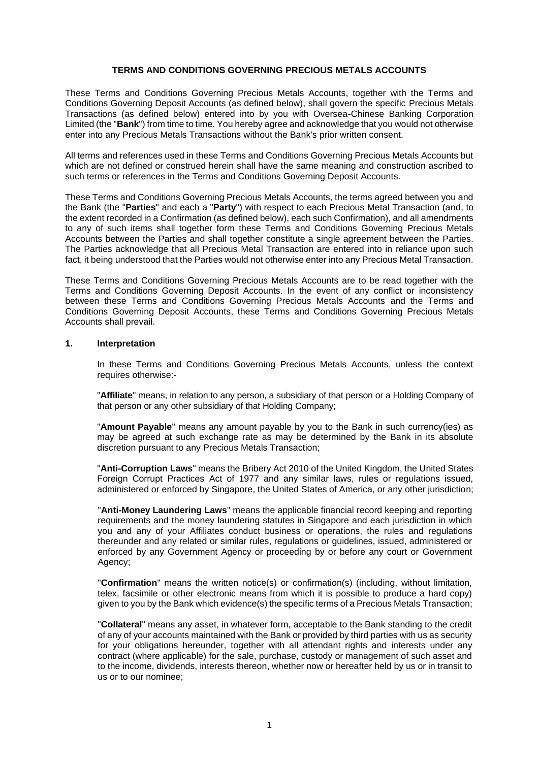# TERMS AND CONDITIONS GOVERNING PRECIOUS METALS ACCOUNTS

These Terms and Conditions Governing Precious Metals Accounts, together with the Terms and Conditions Governing Deposit Accounts (as defined below), shall govern the specific Precious Metals Transactions (as defined below) entered into by you with Oversea-Chinese Banking Corporation Limited (the "**Bank**") from time to time. You hereby agree and acknowledge that you would not otherwise enter into any Precious Metals Transactions without the Bank's prior written consent.

All terms and references used in these Terms and Conditions Governing Precious Metals Accounts but which are not defined or construed herein shall have the same meaning and construction ascribed to such terms or references in the Terms and Conditions Governing Deposit Accounts.

These Terms and Conditions Governing Precious Metals Accounts, the terms agreed between you and the Bank (the "**Parties**" and each a "**Party**") with respect to each Precious Metal Transaction (and, to the extent recorded in a Confirmation (as defined below), each such Confirmation), and all amendments to any of such items shall together form these Terms and Conditions Governing Precious Metals Accounts between the Parties and shall together constitute a single agreement between the Parties. The Parties acknowledge that all Precious Metal Transaction are entered into in reliance upon such fact, it being understood that the Parties would not otherwise enter into any Precious Metal Transaction.

These Terms and Conditions Governing Precious Metals Accounts are to be read together with the Terms and Conditions Governing Deposit Accounts. In the event of any conflict or inconsistency between these Terms and Conditions Governing Precious Metals Accounts and the Terms and Conditions Governing Deposit Accounts, these Terms and Conditions Governing Precious Metals Accounts shall prevail.

## 1. Interpretation

In these Terms and Conditions Governing Precious Metals Accounts, unless the context requires otherwise:-

"**Affiliate**" means, in relation to any person, a subsidiary of that person or a Holding Company of that person or any other subsidiary of that Holding Company;

"**Amount Payable**" means any amount payable by you to the Bank in such currency(ies) as may be agreed at such exchange rate as may be determined by the Bank in its absolute discretion pursuant to any Precious Metals Transaction;

"**Anti-Corruption Laws**" means the Bribery Act 2010 of the United Kingdom, the United States Foreign Corrupt Practices Act of 1977 and any similar laws, rules or regulations issued, administered or enforced by Singapore, the United States of America, or any other jurisdiction;

"**Anti-Money Laundering Laws**" means the applicable financial record keeping and reporting requirements and the money laundering statutes in Singapore and each jurisdiction in which you and any of your Affiliates conduct business or operations, the rules and regulations thereunder and any related or similar rules, regulations or guidelines, issued, administered or enforced by any Government Agency or proceeding by or before any court or Government Agency;

"**Confirmation**" means the written notice(s) or confirmation(s) (including, without limitation, telex, facsimile or other electronic means from which it is possible to produce a hard copy) given to you by the Bank which evidence(s) the specific terms of a Precious Metals Transaction;

"**Collateral**" means any asset, in whatever form, acceptable to the Bank standing to the credit of any of your accounts maintained with the Bank or provided by third parties with us as security for your obligations hereunder, together with all attendant rights and interests under any contract (where applicable) for the sale, purchase, custody or management of such asset and to the income, dividends, interests thereon, whether now or hereafter held by us or in transit to us or to our nominee;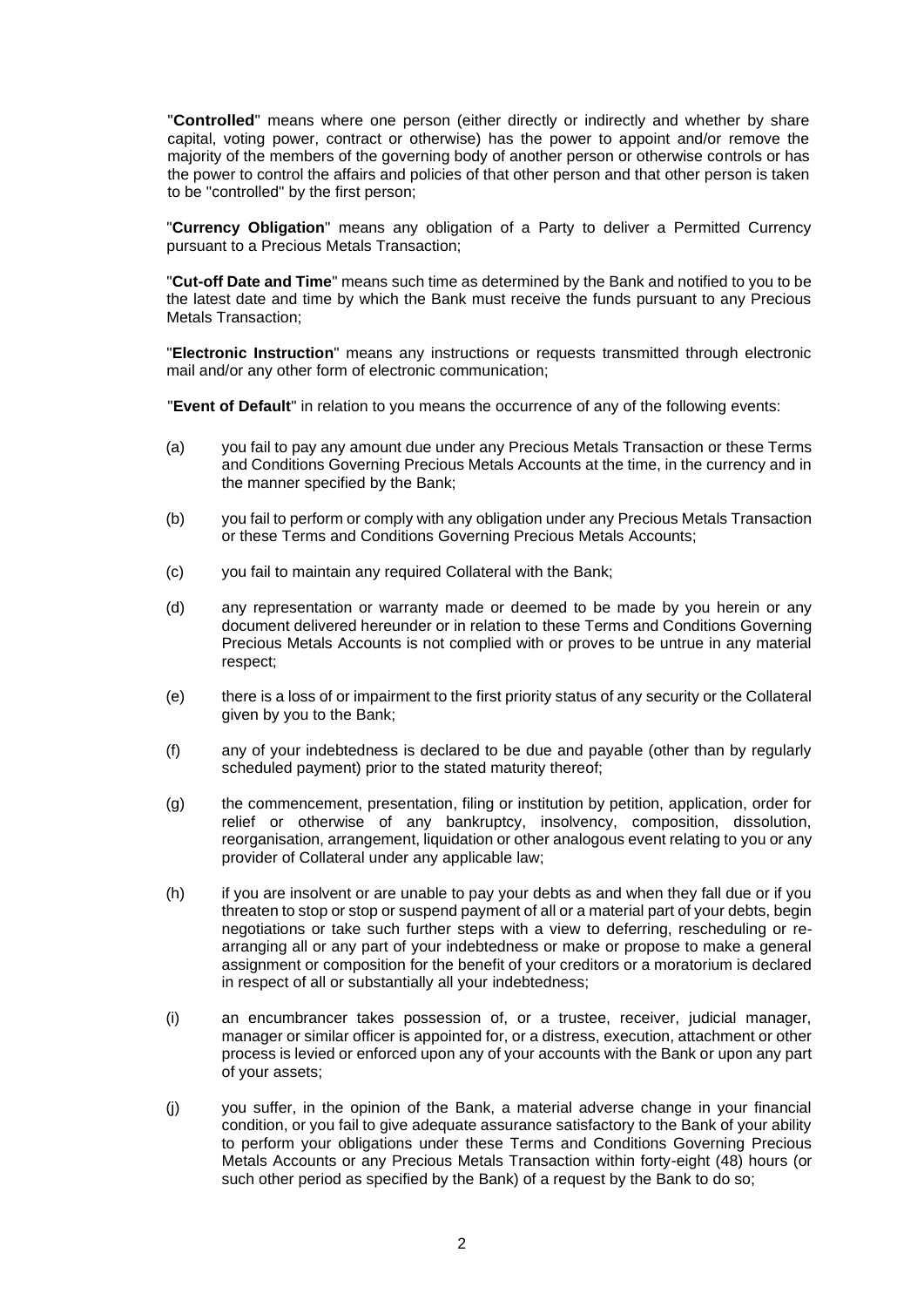"**Controlled**" means where one person (either directly or indirectly and whether by share capital, voting power, contract or otherwise) has the power to appoint and/or remove the majority of the members of the governing body of another person or otherwise controls or has the power to control the affairs and policies of that other person and that other person is taken to be "controlled" by the first person;

"**Currency Obligation**" means any obligation of a Party to deliver a Permitted Currency pursuant to a Precious Metals Transaction;

"**Cut-off Date and Time**" means such time as determined by the Bank and notified to you to be the latest date and time by which the Bank must receive the funds pursuant to any Precious Metals Transaction;

"**Electronic Instruction**" means any instructions or requests transmitted through electronic mail and/or any other form of electronic communication;

"**Event of Default**" in relation to you means the occurrence of any of the following events:

(a) you fail to pay any amount due under any Precious Metals Transaction or these Terms and Conditions Governing Precious Metals Accounts at the time, in the currency and in the manner specified by the Bank;

(b) you fail to perform or comply with any obligation under any Precious Metals Transaction or these Terms and Conditions Governing Precious Metals Accounts;

(c) you fail to maintain any required Collateral with the Bank;

(d) any representation or warranty made or deemed to be made by you herein or any document delivered hereunder or in relation to these Terms and Conditions Governing Precious Metals Accounts is not complied with or proves to be untrue in any material respect;

(e) there is a loss of or impairment to the first priority status of any security or the Collateral given by you to the Bank;

(f) any of your indebtedness is declared to be due and payable (other than by regularly scheduled payment) prior to the stated maturity thereof;

(g) the commencement, presentation, filing or institution by petition, application, order for relief or otherwise of any bankruptcy, insolvency, composition, dissolution, reorganisation, arrangement, liquidation or other analogous event relating to you or any provider of Collateral under any applicable law;

(h) if you are insolvent or are unable to pay your debts as and when they fall due or if you threaten to stop or stop or suspend payment of all or a material part of your debts, begin negotiations or take such further steps with a view to deferring, rescheduling or re-arranging all or any part of your indebtedness or make or propose to make a general assignment or composition for the benefit of your creditors or a moratorium is declared in respect of all or substantially all your indebtedness;

(i) an encumbrancer takes possession of, or a trustee, receiver, judicial manager, manager or similar officer is appointed for, or a distress, execution, attachment or other process is levied or enforced upon any of your accounts with the Bank or upon any part of your assets;

(j) you suffer, in the opinion of the Bank, a material adverse change in your financial condition, or you fail to give adequate assurance satisfactory to the Bank of your ability to perform your obligations under these Terms and Conditions Governing Precious Metals Accounts or any Precious Metals Transaction within forty-eight (48) hours (or such other period as specified by the Bank) of a request by the Bank to do so;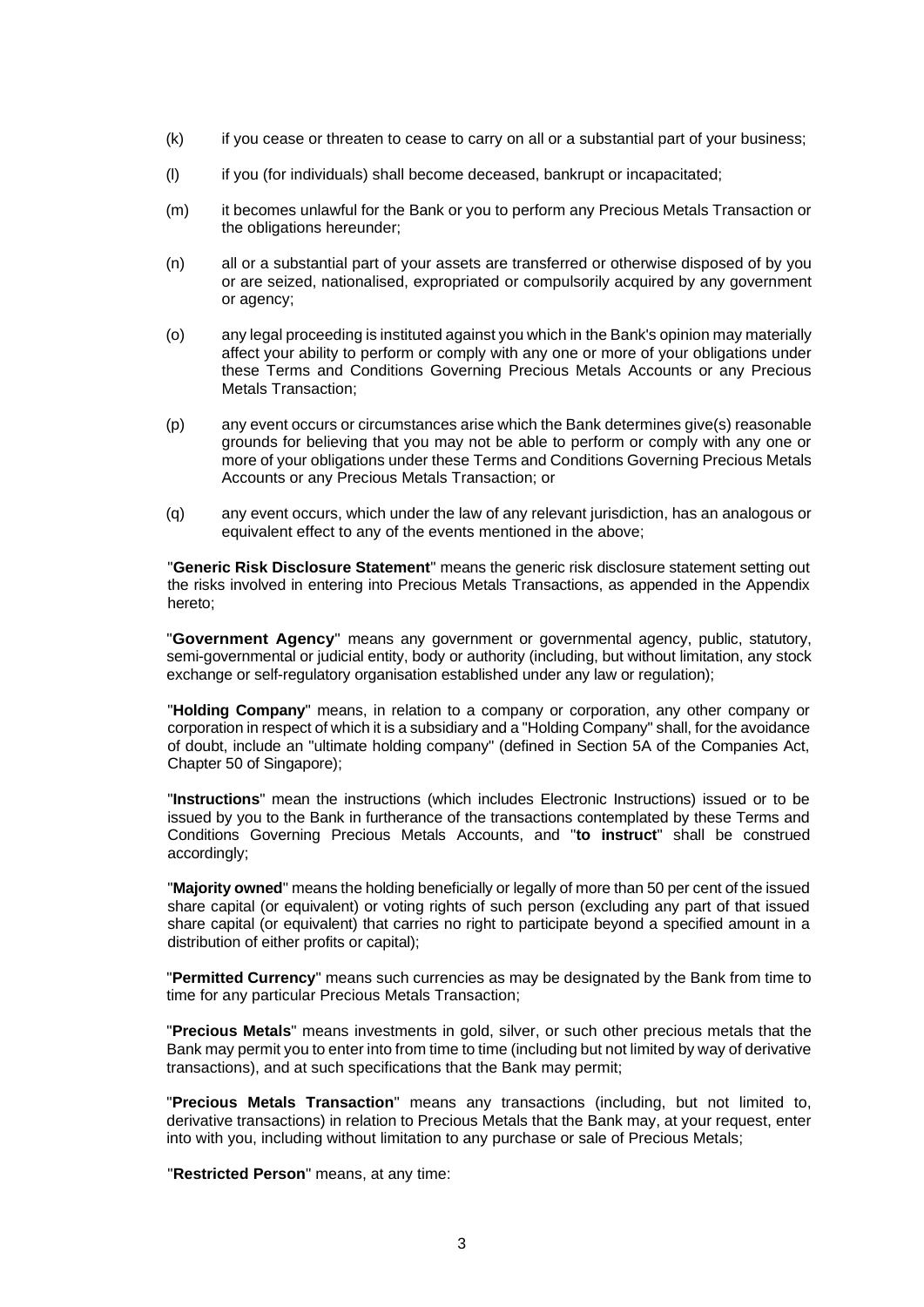(k) if you cease or threaten to cease to carry on all or a substantial part of your business;

(l) if you (for individuals) shall become deceased, bankrupt or incapacitated;

(m) it becomes unlawful for the Bank or you to perform any Precious Metals Transaction or the obligations hereunder;

(n) all or a substantial part of your assets are transferred or otherwise disposed of by you or are seized, nationalised, expropriated or compulsorily acquired by any government or agency;

(o) any legal proceeding is instituted against you which in the Bank's opinion may materially affect your ability to perform or comply with any one or more of your obligations under these Terms and Conditions Governing Precious Metals Accounts or any Precious Metals Transaction;

(p) any event occurs or circumstances arise which the Bank determines give(s) reasonable grounds for believing that you may not be able to perform or comply with any one or more of your obligations under these Terms and Conditions Governing Precious Metals Accounts or any Precious Metals Transaction; or

(q) any event occurs, which under the law of any relevant jurisdiction, has an analogous or equivalent effect to any of the events mentioned in the above;

"**Generic Risk Disclosure Statement**" means the generic risk disclosure statement setting out the risks involved in entering into Precious Metals Transactions, as appended in the Appendix hereto;

"**Government Agency**" means any government or governmental agency, public, statutory, semi-governmental or judicial entity, body or authority (including, but without limitation, any stock exchange or self-regulatory organisation established under any law or regulation);

"**Holding Company**" means, in relation to a company or corporation, any other company or corporation in respect of which it is a subsidiary and a "Holding Company" shall, for the avoidance of doubt, include an "ultimate holding company" (defined in Section 5A of the Companies Act, Chapter 50 of Singapore);

"**Instructions**" mean the instructions (which includes Electronic Instructions) issued or to be issued by you to the Bank in furtherance of the transactions contemplated by these Terms and Conditions Governing Precious Metals Accounts, and "**to instruct**" shall be construed accordingly;

"**Majority owned**" means the holding beneficially or legally of more than 50 per cent of the issued share capital (or equivalent) or voting rights of such person (excluding any part of that issued share capital (or equivalent) that carries no right to participate beyond a specified amount in a distribution of either profits or capital);

"**Permitted Currency**" means such currencies as may be designated by the Bank from time to time for any particular Precious Metals Transaction;

"**Precious Metals**" means investments in gold, silver, or such other precious metals that the Bank may permit you to enter into from time to time (including but not limited by way of derivative transactions), and at such specifications that the Bank may permit;

"**Precious Metals Transaction**" means any transactions (including, but not limited to, derivative transactions) in relation to Precious Metals that the Bank may, at your request, enter into with you, including without limitation to any purchase or sale of Precious Metals;

"**Restricted Person**" means, at any time: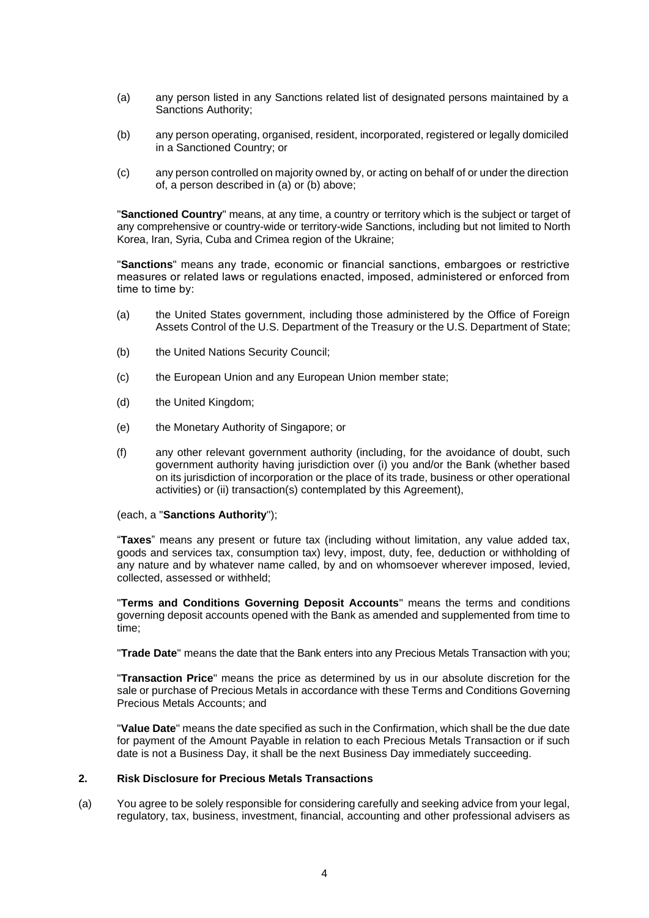(a) any person listed in any Sanctions related list of designated persons maintained by a Sanctions Authority;

(b) any person operating, organised, resident, incorporated, registered or legally domiciled in a Sanctioned Country; or

(c) any person controlled on majority owned by, or acting on behalf of or under the direction of, a person described in (a) or (b) above;

"**Sanctioned Country**" means, at any time, a country or territory which is the subject or target of any comprehensive or country-wide or territory-wide Sanctions, including but not limited to North Korea, Iran, Syria, Cuba and Crimea region of the Ukraine;

"**Sanctions**" means any trade, economic or financial sanctions, embargoes or restrictive measures or related laws or regulations enacted, imposed, administered or enforced from time to time by:

(a) the United States government, including those administered by the Office of Foreign Assets Control of the U.S. Department of the Treasury or the U.S. Department of State;

(b) the United Nations Security Council;

(c) the European Union and any European Union member state;

(d) the United Kingdom;

(e) the Monetary Authority of Singapore; or

(f) any other relevant government authority (including, for the avoidance of doubt, such government authority having jurisdiction over (i) you and/or the Bank (whether based on its jurisdiction of incorporation or the place of its trade, business or other operational activities) or (ii) transaction(s) contemplated by this Agreement),

(each, a "**Sanctions Authority**");

"**Taxes**" means any present or future tax (including without limitation, any value added tax, goods and services tax, consumption tax) levy, impost, duty, fee, deduction or withholding of any nature and by whatever name called, by and on whomsoever wherever imposed, levied, collected, assessed or withheld;

"**Terms and Conditions Governing Deposit Accounts**" means the terms and conditions governing deposit accounts opened with the Bank as amended and supplemented from time to time;

"**Trade Date**" means the date that the Bank enters into any Precious Metals Transaction with you;

"**Transaction Price**" means the price as determined by us in our absolute discretion for the sale or purchase of Precious Metals in accordance with these Terms and Conditions Governing Precious Metals Accounts; and

"**Value Date**" means the date specified as such in the Confirmation, which shall be the due date for payment of the Amount Payable in relation to each Precious Metals Transaction or if such date is not a Business Day, it shall be the next Business Day immediately succeeding.

## 2. Risk Disclosure for Precious Metals Transactions

(a) You agree to be solely responsible for considering carefully and seeking advice from your legal, regulatory, tax, business, investment, financial, accounting and other professional advisers as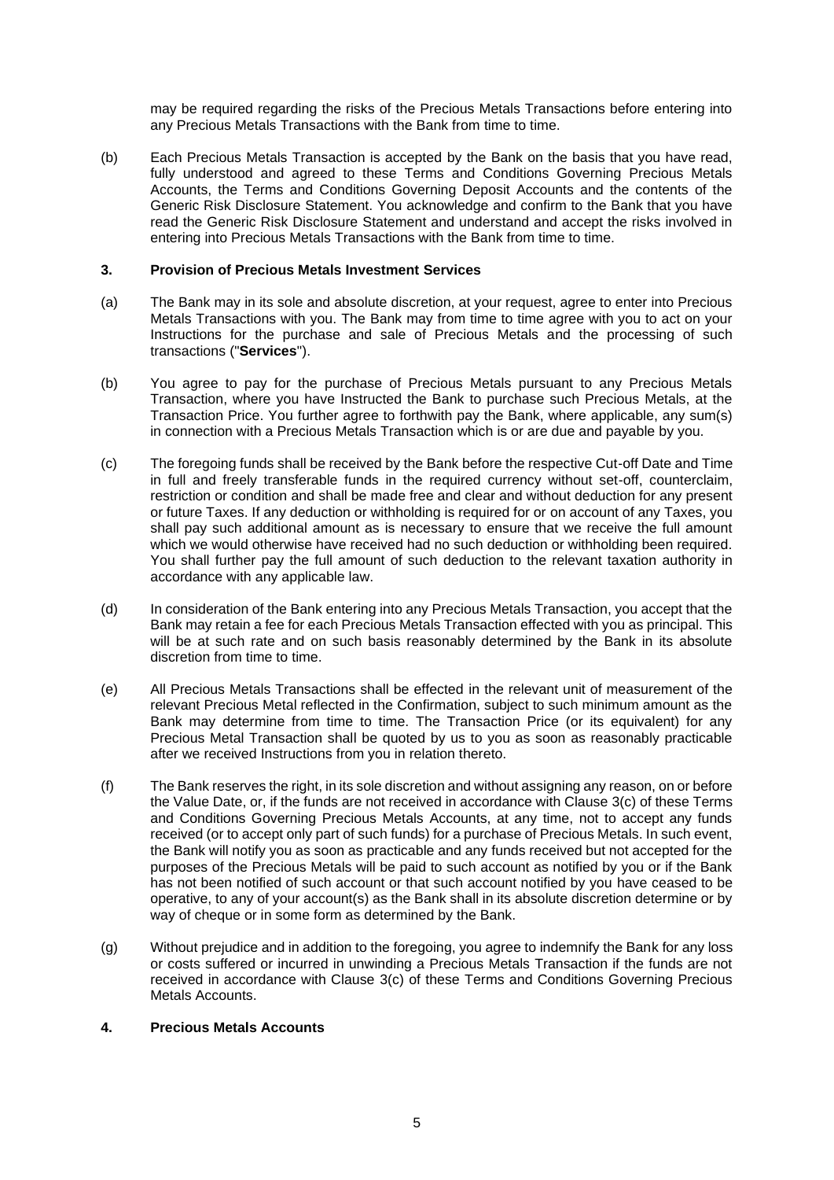may be required regarding the risks of the Precious Metals Transactions before entering into any Precious Metals Transactions with the Bank from time to time.

(b) Each Precious Metals Transaction is accepted by the Bank on the basis that you have read, fully understood and agreed to these Terms and Conditions Governing Precious Metals Accounts, the Terms and Conditions Governing Deposit Accounts and the contents of the Generic Risk Disclosure Statement. You acknowledge and confirm to the Bank that you have read the Generic Risk Disclosure Statement and understand and accept the risks involved in entering into Precious Metals Transactions with the Bank from time to time.

### 3. Provision of Precious Metals Investment Services

(a) The Bank may in its sole and absolute discretion, at your request, agree to enter into Precious Metals Transactions with you. The Bank may from time to time agree with you to act on your Instructions for the purchase and sale of Precious Metals and the processing of such transactions ("**Services**").

(b) You agree to pay for the purchase of Precious Metals pursuant to any Precious Metals Transaction, where you have Instructed the Bank to purchase such Precious Metals, at the Transaction Price. You further agree to forthwith pay the Bank, where applicable, any sum(s) in connection with a Precious Metals Transaction which is or are due and payable by you.

(c) The foregoing funds shall be received by the Bank before the respective Cut-off Date and Time in full and freely transferable funds in the required currency without set-off, counterclaim, restriction or condition and shall be made free and clear and without deduction for any present or future Taxes. If any deduction or withholding is required for or on account of any Taxes, you shall pay such additional amount as is necessary to ensure that we receive the full amount which we would otherwise have received had no such deduction or withholding been required. You shall further pay the full amount of such deduction to the relevant taxation authority in accordance with any applicable law.

(d) In consideration of the Bank entering into any Precious Metals Transaction, you accept that the Bank may retain a fee for each Precious Metals Transaction effected with you as principal. This will be at such rate and on such basis reasonably determined by the Bank in its absolute discretion from time to time.

(e) All Precious Metals Transactions shall be effected in the relevant unit of measurement of the relevant Precious Metal reflected in the Confirmation, subject to such minimum amount as the Bank may determine from time to time. The Transaction Price (or its equivalent) for any Precious Metal Transaction shall be quoted by us to you as soon as reasonably practicable after we received Instructions from you in relation thereto.

(f) The Bank reserves the right, in its sole discretion and without assigning any reason, on or before the Value Date, or, if the funds are not received in accordance with Clause 3(c) of these Terms and Conditions Governing Precious Metals Accounts, at any time, not to accept any funds received (or to accept only part of such funds) for a purchase of Precious Metals. In such event, the Bank will notify you as soon as practicable and any funds received but not accepted for the purposes of the Precious Metals will be paid to such account as notified by you or if the Bank has not been notified of such account or that such account notified by you have ceased to be operative, to any of your account(s) as the Bank shall in its absolute discretion determine or by way of cheque or in some form as determined by the Bank.

(g) Without prejudice and in addition to the foregoing, you agree to indemnify the Bank for any loss or costs suffered or incurred in unwinding a Precious Metals Transaction if the funds are not received in accordance with Clause 3(c) of these Terms and Conditions Governing Precious Metals Accounts.

### 4. Precious Metals Accounts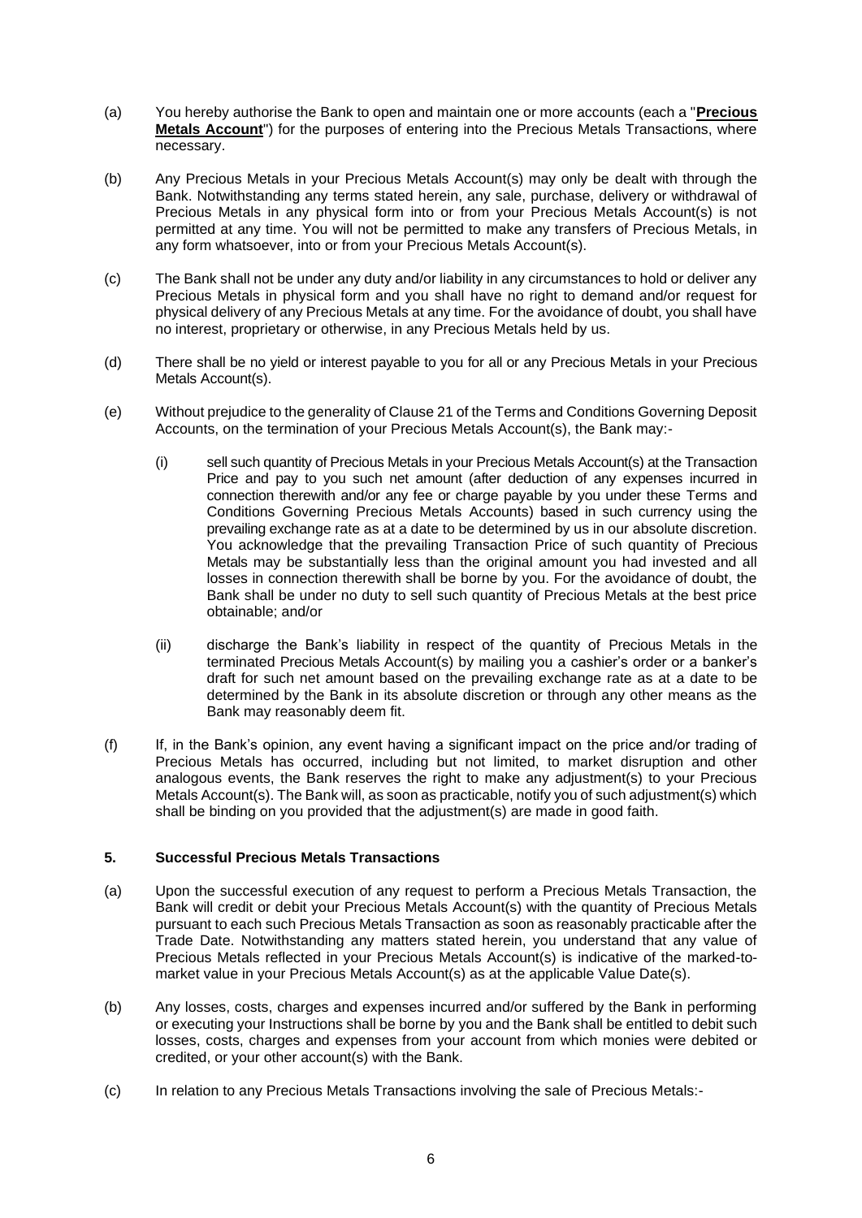(a) You hereby authorise the Bank to open and maintain one or more accounts (each a "**Precious Metals Account**") for the purposes of entering into the Precious Metals Transactions, where necessary.

(b) Any Precious Metals in your Precious Metals Account(s) may only be dealt with through the Bank. Notwithstanding any terms stated herein, any sale, purchase, delivery or withdrawal of Precious Metals in any physical form into or from your Precious Metals Account(s) is not permitted at any time. You will not be permitted to make any transfers of Precious Metals, in any form whatsoever, into or from your Precious Metals Account(s).

(c) The Bank shall not be under any duty and/or liability in any circumstances to hold or deliver any Precious Metals in physical form and you shall have no right to demand and/or request for physical delivery of any Precious Metals at any time. For the avoidance of doubt, you shall have no interest, proprietary or otherwise, in any Precious Metals held by us.

(d) There shall be no yield or interest payable to you for all or any Precious Metals in your Precious Metals Account(s).

(e) Without prejudice to the generality of Clause 21 of the Terms and Conditions Governing Deposit Accounts, on the termination of your Precious Metals Account(s), the Bank may:-

  (i) sell such quantity of Precious Metals in your Precious Metals Account(s) at the Transaction Price and pay to you such net amount (after deduction of any expenses incurred in connection therewith and/or any fee or charge payable by you under these Terms and Conditions Governing Precious Metals Accounts) based in such currency using the prevailing exchange rate as at a date to be determined by us in our absolute discretion. You acknowledge that the prevailing Transaction Price of such quantity of Precious Metals may be substantially less than the original amount you had invested and all losses in connection therewith shall be borne by you. For the avoidance of doubt, the Bank shall be under no duty to sell such quantity of Precious Metals at the best price obtainable; and/or

  (ii) discharge the Bank's liability in respect of the quantity of Precious Metals in the terminated Precious Metals Account(s) by mailing you a cashier's order or a banker's draft for such net amount based on the prevailing exchange rate as at a date to be determined by the Bank in its absolute discretion or through any other means as the Bank may reasonably deem fit.

(f) If, in the Bank's opinion, any event having a significant impact on the price and/or trading of Precious Metals has occurred, including but not limited, to market disruption and other analogous events, the Bank reserves the right to make any adjustment(s) to your Precious Metals Account(s). The Bank will, as soon as practicable, notify you of such adjustment(s) which shall be binding on you provided that the adjustment(s) are made in good faith.

## 5. Successful Precious Metals Transactions

(a) Upon the successful execution of any request to perform a Precious Metals Transaction, the Bank will credit or debit your Precious Metals Account(s) with the quantity of Precious Metals pursuant to each such Precious Metals Transaction as soon as reasonably practicable after the Trade Date. Notwithstanding any matters stated herein, you understand that any value of Precious Metals reflected in your Precious Metals Account(s) is indicative of the marked-to-market value in your Precious Metals Account(s) as at the applicable Value Date(s).

(b) Any losses, costs, charges and expenses incurred and/or suffered by the Bank in performing or executing your Instructions shall be borne by you and the Bank shall be entitled to debit such losses, costs, charges and expenses from your account from which monies were debited or credited, or your other account(s) with the Bank.

(c) In relation to any Precious Metals Transactions involving the sale of Precious Metals:-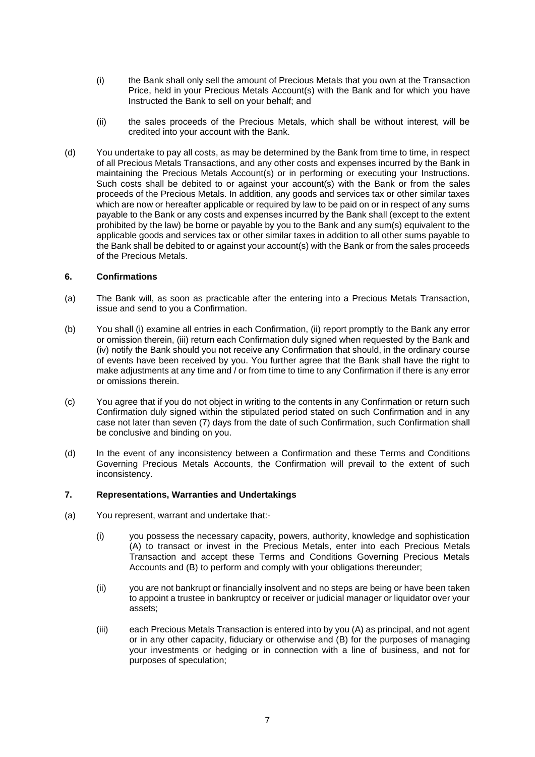(i) the Bank shall only sell the amount of Precious Metals that you own at the Transaction Price, held in your Precious Metals Account(s) with the Bank and for which you have Instructed the Bank to sell on your behalf; and

(ii) the sales proceeds of the Precious Metals, which shall be without interest, will be credited into your account with the Bank.

(d) You undertake to pay all costs, as may be determined by the Bank from time to time, in respect of all Precious Metals Transactions, and any other costs and expenses incurred by the Bank in maintaining the Precious Metals Account(s) or in performing or executing your Instructions. Such costs shall be debited to or against your account(s) with the Bank or from the sales proceeds of the Precious Metals. In addition, any goods and services tax or other similar taxes which are now or hereafter applicable or required by law to be paid on or in respect of any sums payable to the Bank or any costs and expenses incurred by the Bank shall (except to the extent prohibited by the law) be borne or payable by you to the Bank and any sum(s) equivalent to the applicable goods and services tax or other similar taxes in addition to all other sums payable to the Bank shall be debited to or against your account(s) with the Bank or from the sales proceeds of the Precious Metals.

## 6. Confirmations

(a) The Bank will, as soon as practicable after the entering into a Precious Metals Transaction, issue and send to you a Confirmation.

(b) You shall (i) examine all entries in each Confirmation, (ii) report promptly to the Bank any error or omission therein, (iii) return each Confirmation duly signed when requested by the Bank and (iv) notify the Bank should you not receive any Confirmation that should, in the ordinary course of events have been received by you. You further agree that the Bank shall have the right to make adjustments at any time and / or from time to time to any Confirmation if there is any error or omissions therein.

(c) You agree that if you do not object in writing to the contents in any Confirmation or return such Confirmation duly signed within the stipulated period stated on such Confirmation and in any case not later than seven (7) days from the date of such Confirmation, such Confirmation shall be conclusive and binding on you.

(d) In the event of any inconsistency between a Confirmation and these Terms and Conditions Governing Precious Metals Accounts, the Confirmation will prevail to the extent of such inconsistency.

## 7. Representations, Warranties and Undertakings

(a) You represent, warrant and undertake that:-

(i) you possess the necessary capacity, powers, authority, knowledge and sophistication (A) to transact or invest in the Precious Metals, enter into each Precious Metals Transaction and accept these Terms and Conditions Governing Precious Metals Accounts and (B) to perform and comply with your obligations thereunder;

(ii) you are not bankrupt or financially insolvent and no steps are being or have been taken to appoint a trustee in bankruptcy or receiver or judicial manager or liquidator over your assets;

(iii) each Precious Metals Transaction is entered into by you (A) as principal, and not agent or in any other capacity, fiduciary or otherwise and (B) for the purposes of managing your investments or hedging or in connection with a line of business, and not for purposes of speculation;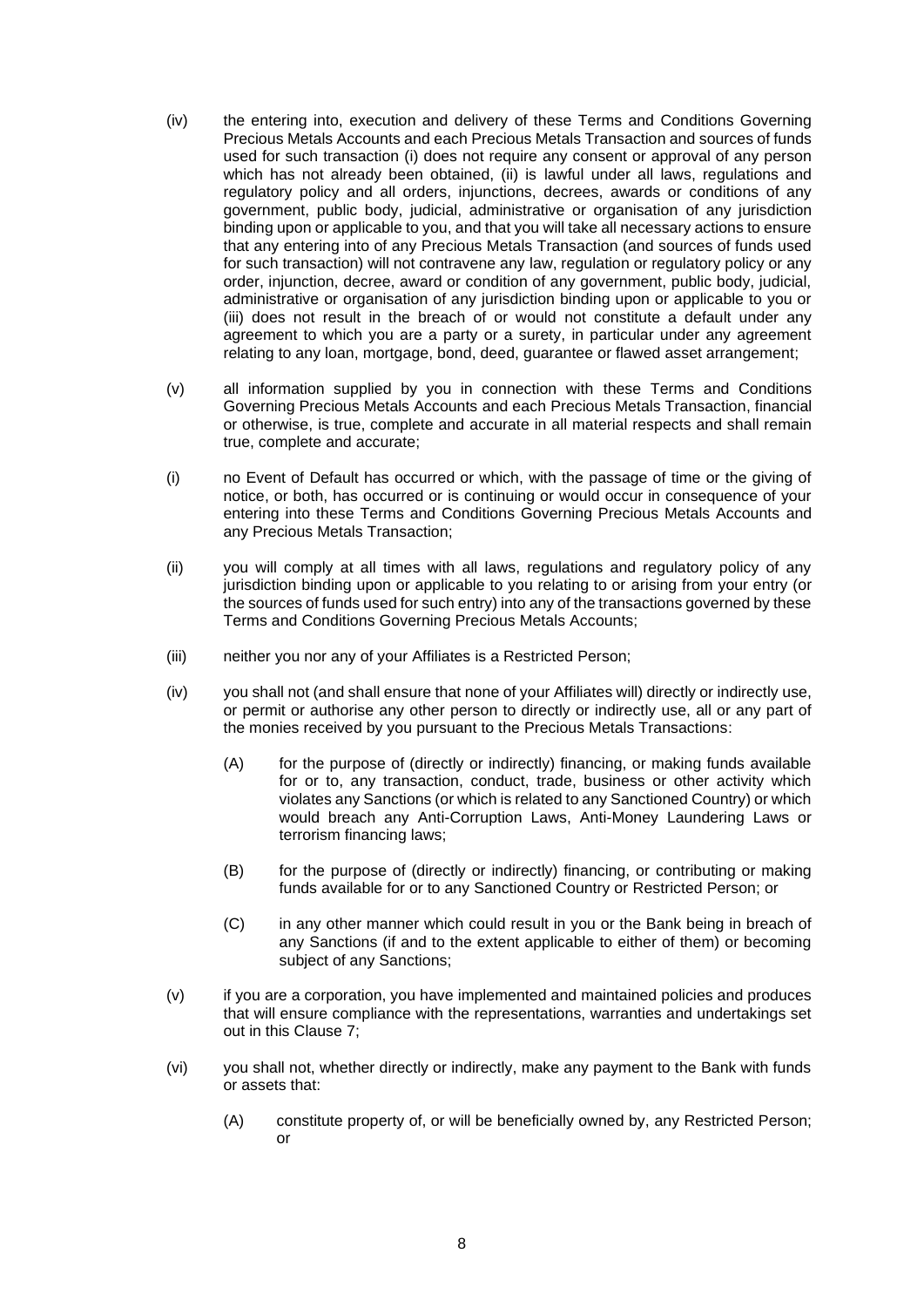(iv) the entering into, execution and delivery of these Terms and Conditions Governing Precious Metals Accounts and each Precious Metals Transaction and sources of funds used for such transaction (i) does not require any consent or approval of any person which has not already been obtained, (ii) is lawful under all laws, regulations and regulatory policy and all orders, injunctions, decrees, awards or conditions of any government, public body, judicial, administrative or organisation of any jurisdiction binding upon or applicable to you, and that you will take all necessary actions to ensure that any entering into of any Precious Metals Transaction (and sources of funds used for such transaction) will not contravene any law, regulation or regulatory policy or any order, injunction, decree, award or condition of any government, public body, judicial, administrative or organisation of any jurisdiction binding upon or applicable to you or (iii) does not result in the breach of or would not constitute a default under any agreement to which you are a party or a surety, in particular under any agreement relating to any loan, mortgage, bond, deed, guarantee or flawed asset arrangement;

(v) all information supplied by you in connection with these Terms and Conditions Governing Precious Metals Accounts and each Precious Metals Transaction, financial or otherwise, is true, complete and accurate in all material respects and shall remain true, complete and accurate;

(i) no Event of Default has occurred or which, with the passage of time or the giving of notice, or both, has occurred or is continuing or would occur in consequence of your entering into these Terms and Conditions Governing Precious Metals Accounts and any Precious Metals Transaction;

(ii) you will comply at all times with all laws, regulations and regulatory policy of any jurisdiction binding upon or applicable to you relating to or arising from your entry (or the sources of funds used for such entry) into any of the transactions governed by these Terms and Conditions Governing Precious Metals Accounts;

(iii) neither you nor any of your Affiliates is a Restricted Person;

(iv) you shall not (and shall ensure that none of your Affiliates will) directly or indirectly use, or permit or authorise any other person to directly or indirectly use, all or any part of the monies received by you pursuant to the Precious Metals Transactions:

  (A) for the purpose of (directly or indirectly) financing, or making funds available for or to, any transaction, conduct, trade, business or other activity which violates any Sanctions (or which is related to any Sanctioned Country) or which would breach any Anti-Corruption Laws, Anti-Money Laundering Laws or terrorism financing laws;

  (B) for the purpose of (directly or indirectly) financing, or contributing or making funds available for or to any Sanctioned Country or Restricted Person; or

  (C) in any other manner which could result in you or the Bank being in breach of any Sanctions (if and to the extent applicable to either of them) or becoming subject of any Sanctions;

(v) if you are a corporation, you have implemented and maintained policies and produces that will ensure compliance with the representations, warranties and undertakings set out in this Clause 7;

(vi) you shall not, whether directly or indirectly, make any payment to the Bank with funds or assets that:

  (A) constitute property of, or will be beneficially owned by, any Restricted Person; or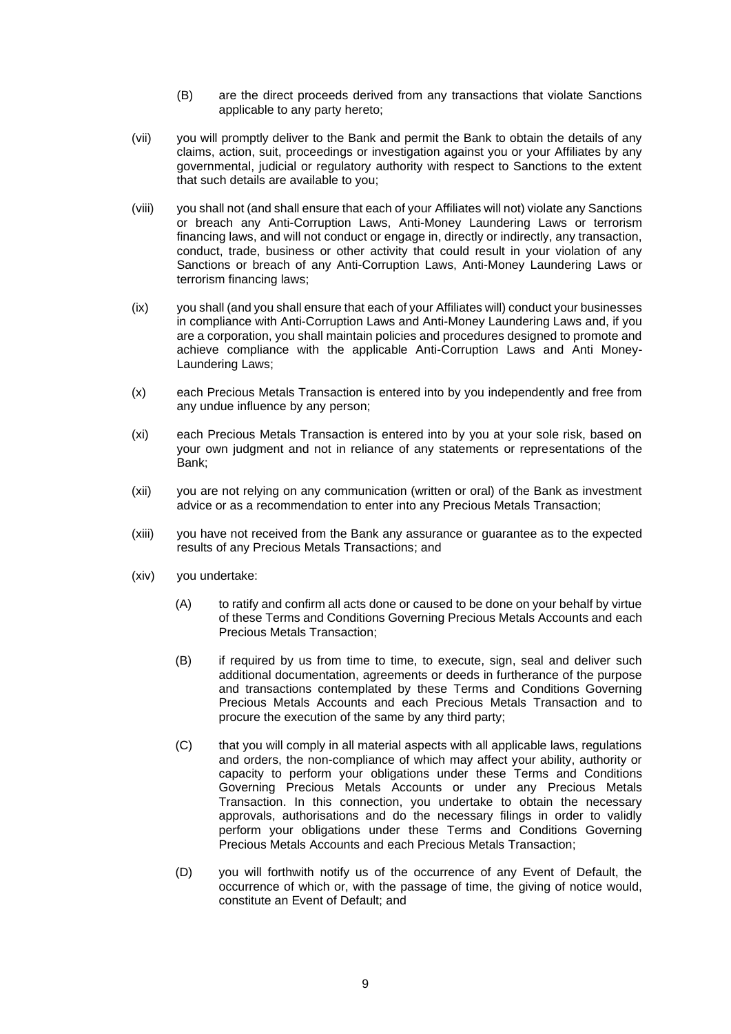(B) are the direct proceeds derived from any transactions that violate Sanctions applicable to any party hereto;

(vii) you will promptly deliver to the Bank and permit the Bank to obtain the details of any claims, action, suit, proceedings or investigation against you or your Affiliates by any governmental, judicial or regulatory authority with respect to Sanctions to the extent that such details are available to you;

(viii) you shall not (and shall ensure that each of your Affiliates will not) violate any Sanctions or breach any Anti-Corruption Laws, Anti-Money Laundering Laws or terrorism financing laws, and will not conduct or engage in, directly or indirectly, any transaction, conduct, trade, business or other activity that could result in your violation of any Sanctions or breach of any Anti-Corruption Laws, Anti-Money Laundering Laws or terrorism financing laws;

(ix) you shall (and you shall ensure that each of your Affiliates will) conduct your businesses in compliance with Anti-Corruption Laws and Anti-Money Laundering Laws and, if you are a corporation, you shall maintain policies and procedures designed to promote and achieve compliance with the applicable Anti-Corruption Laws and Anti Money-Laundering Laws;

(x) each Precious Metals Transaction is entered into by you independently and free from any undue influence by any person;

(xi) each Precious Metals Transaction is entered into by you at your sole risk, based on your own judgment and not in reliance of any statements or representations of the Bank;

(xii) you are not relying on any communication (written or oral) of the Bank as investment advice or as a recommendation to enter into any Precious Metals Transaction;

(xiii) you have not received from the Bank any assurance or guarantee as to the expected results of any Precious Metals Transactions; and

(xiv) you undertake:

(A) to ratify and confirm all acts done or caused to be done on your behalf by virtue of these Terms and Conditions Governing Precious Metals Accounts and each Precious Metals Transaction;

(B) if required by us from time to time, to execute, sign, seal and deliver such additional documentation, agreements or deeds in furtherance of the purpose and transactions contemplated by these Terms and Conditions Governing Precious Metals Accounts and each Precious Metals Transaction and to procure the execution of the same by any third party;

(C) that you will comply in all material aspects with all applicable laws, regulations and orders, the non-compliance of which may affect your ability, authority or capacity to perform your obligations under these Terms and Conditions Governing Precious Metals Accounts or under any Precious Metals Transaction. In this connection, you undertake to obtain the necessary approvals, authorisations and do the necessary filings in order to validly perform your obligations under these Terms and Conditions Governing Precious Metals Accounts and each Precious Metals Transaction;

(D) you will forthwith notify us of the occurrence of any Event of Default, the occurrence of which or, with the passage of time, the giving of notice would, constitute an Event of Default; and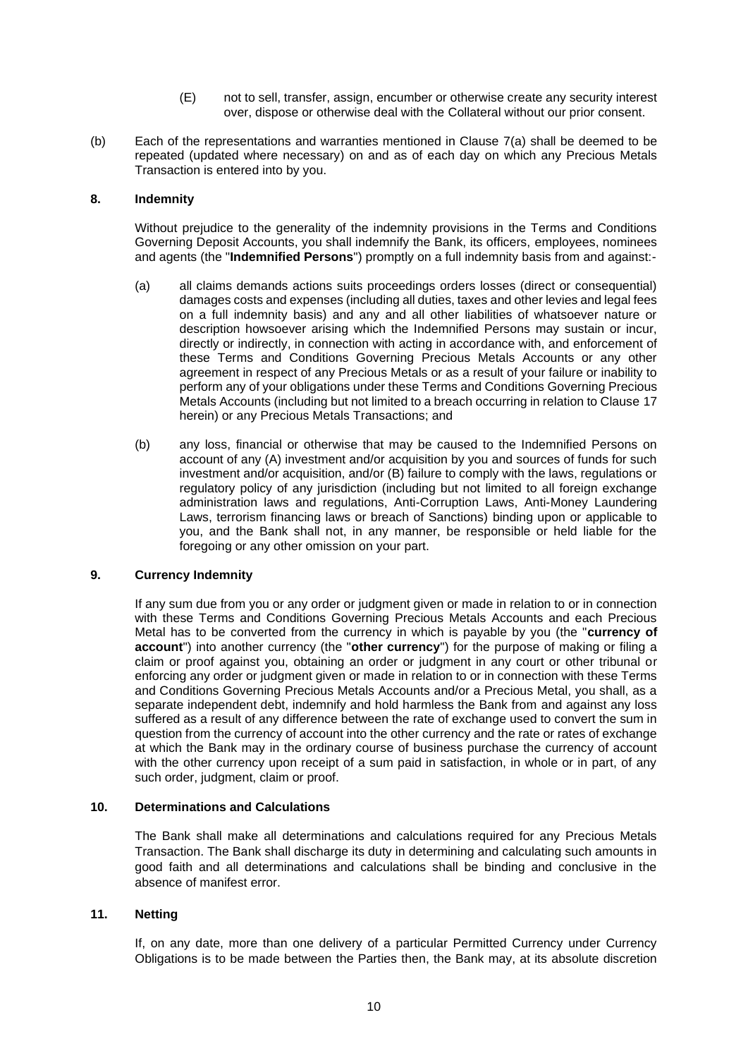(E) not to sell, transfer, assign, encumber or otherwise create any security interest over, dispose or otherwise deal with the Collateral without our prior consent.

(b) Each of the representations and warranties mentioned in Clause 7(a) shall be deemed to be repeated (updated where necessary) on and as of each day on which any Precious Metals Transaction is entered into by you.

## 8. Indemnity

Without prejudice to the generality of the indemnity provisions in the Terms and Conditions Governing Deposit Accounts, you shall indemnify the Bank, its officers, employees, nominees and agents (the "**Indemnified Persons**") promptly on a full indemnity basis from and against:-

(a) all claims demands actions suits proceedings orders losses (direct or consequential) damages costs and expenses (including all duties, taxes and other levies and legal fees on a full indemnity basis) and any and all other liabilities of whatsoever nature or description howsoever arising which the Indemnified Persons may sustain or incur, directly or indirectly, in connection with acting in accordance with, and enforcement of these Terms and Conditions Governing Precious Metals Accounts or any other agreement in respect of any Precious Metals or as a result of your failure or inability to perform any of your obligations under these Terms and Conditions Governing Precious Metals Accounts (including but not limited to a breach occurring in relation to Clause 17 herein) or any Precious Metals Transactions; and

(b) any loss, financial or otherwise that may be caused to the Indemnified Persons on account of any (A) investment and/or acquisition by you and sources of funds for such investment and/or acquisition, and/or (B) failure to comply with the laws, regulations or regulatory policy of any jurisdiction (including but not limited to all foreign exchange administration laws and regulations, Anti-Corruption Laws, Anti-Money Laundering Laws, terrorism financing laws or breach of Sanctions) binding upon or applicable to you, and the Bank shall not, in any manner, be responsible or held liable for the foregoing or any other omission on your part.

## 9. Currency Indemnity

If any sum due from you or any order or judgment given or made in relation to or in connection with these Terms and Conditions Governing Precious Metals Accounts and each Precious Metal has to be converted from the currency in which is payable by you (the "**currency of account**") into another currency (the "**other currency**") for the purpose of making or filing a claim or proof against you, obtaining an order or judgment in any court or other tribunal or enforcing any order or judgment given or made in relation to or in connection with these Terms and Conditions Governing Precious Metals Accounts and/or a Precious Metal, you shall, as a separate independent debt, indemnify and hold harmless the Bank from and against any loss suffered as a result of any difference between the rate of exchange used to convert the sum in question from the currency of account into the other currency and the rate or rates of exchange at which the Bank may in the ordinary course of business purchase the currency of account with the other currency upon receipt of a sum paid in satisfaction, in whole or in part, of any such order, judgment, claim or proof.

## 10. Determinations and Calculations

The Bank shall make all determinations and calculations required for any Precious Metals Transaction. The Bank shall discharge its duty in determining and calculating such amounts in good faith and all determinations and calculations shall be binding and conclusive in the absence of manifest error.

## 11. Netting

If, on any date, more than one delivery of a particular Permitted Currency under Currency Obligations is to be made between the Parties then, the Bank may, at its absolute discretion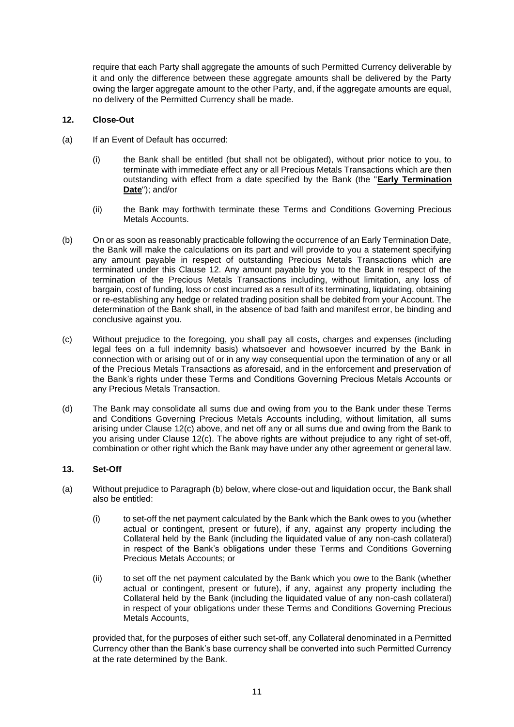require that each Party shall aggregate the amounts of such Permitted Currency deliverable by it and only the difference between these aggregate amounts shall be delivered by the Party owing the larger aggregate amount to the other Party, and, if the aggregate amounts are equal, no delivery of the Permitted Currency shall be made.

## 12. Close-Out

(a) If an Event of Default has occurred:

(i) the Bank shall be entitled (but shall not be obligated), without prior notice to you, to terminate with immediate effect any or all Precious Metals Transactions which are then outstanding with effect from a date specified by the Bank (the "**Early Termination Date**"); and/or

(ii) the Bank may forthwith terminate these Terms and Conditions Governing Precious Metals Accounts.

(b) On or as soon as reasonably practicable following the occurrence of an Early Termination Date, the Bank will make the calculations on its part and will provide to you a statement specifying any amount payable in respect of outstanding Precious Metals Transactions which are terminated under this Clause 12. Any amount payable by you to the Bank in respect of the termination of the Precious Metals Transactions including, without limitation, any loss of bargain, cost of funding, loss or cost incurred as a result of its terminating, liquidating, obtaining or re-establishing any hedge or related trading position shall be debited from your Account. The determination of the Bank shall, in the absence of bad faith and manifest error, be binding and conclusive against you.

(c) Without prejudice to the foregoing, you shall pay all costs, charges and expenses (including legal fees on a full indemnity basis) whatsoever and howsoever incurred by the Bank in connection with or arising out of or in any way consequential upon the termination of any or all of the Precious Metals Transactions as aforesaid, and in the enforcement and preservation of the Bank's rights under these Terms and Conditions Governing Precious Metals Accounts or any Precious Metals Transaction.

(d) The Bank may consolidate all sums due and owing from you to the Bank under these Terms and Conditions Governing Precious Metals Accounts including, without limitation, all sums arising under Clause 12(c) above, and net off any or all sums due and owing from the Bank to you arising under Clause 12(c). The above rights are without prejudice to any right of set-off, combination or other right which the Bank may have under any other agreement or general law.

## 13. Set-Off

(a) Without prejudice to Paragraph (b) below, where close-out and liquidation occur, the Bank shall also be entitled:

(i) to set-off the net payment calculated by the Bank which the Bank owes to you (whether actual or contingent, present or future), if any, against any property including the Collateral held by the Bank (including the liquidated value of any non-cash collateral) in respect of the Bank's obligations under these Terms and Conditions Governing Precious Metals Accounts; or

(ii) to set off the net payment calculated by the Bank which you owe to the Bank (whether actual or contingent, present or future), if any, against any property including the Collateral held by the Bank (including the liquidated value of any non-cash collateral) in respect of your obligations under these Terms and Conditions Governing Precious Metals Accounts,

provided that, for the purposes of either such set-off, any Collateral denominated in a Permitted Currency other than the Bank's base currency shall be converted into such Permitted Currency at the rate determined by the Bank.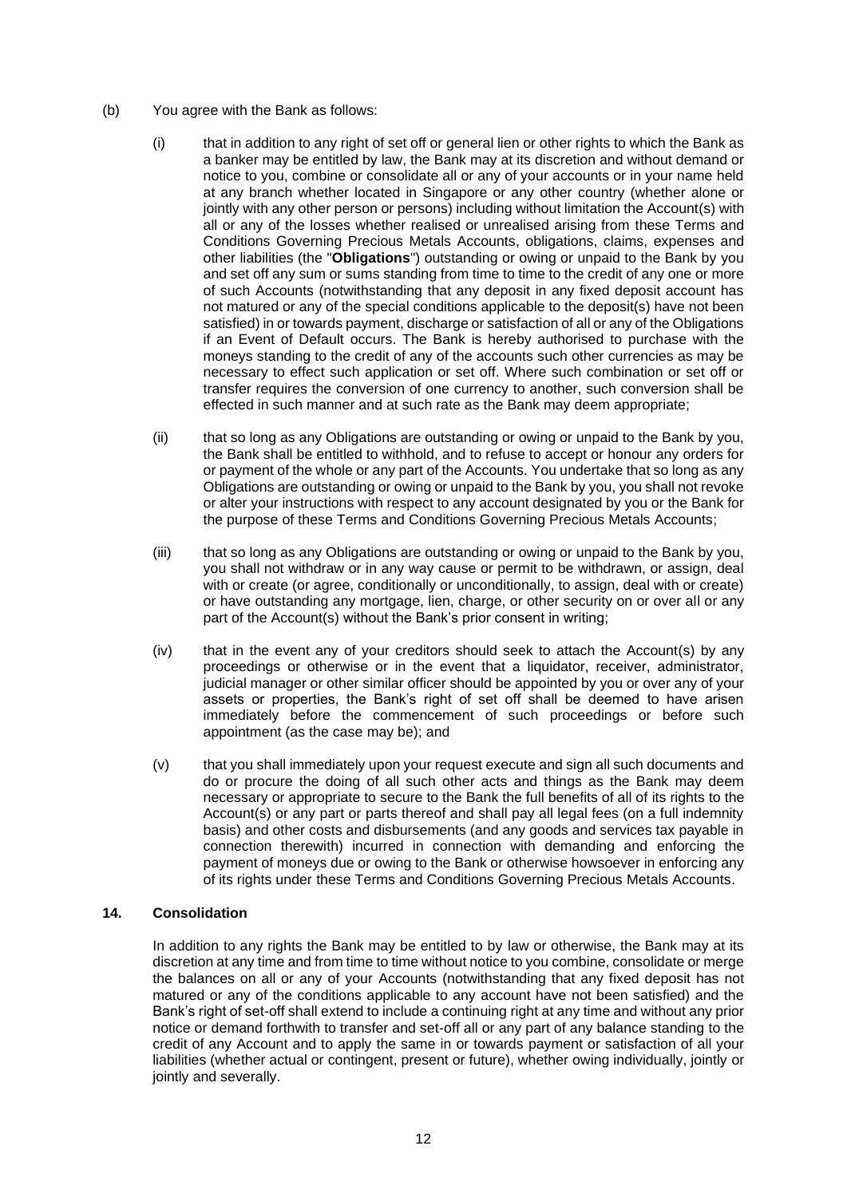(b) You agree with the Bank as follows:

(i) that in addition to any right of set off or general lien or other rights to which the Bank as a banker may be entitled by law, the Bank may at its discretion and without demand or notice to you, combine or consolidate all or any of your accounts or in your name held at any branch whether located in Singapore or any other country (whether alone or jointly with any other person or persons) including without limitation the Account(s) with all or any of the losses whether realised or unrealised arising from these Terms and Conditions Governing Precious Metals Accounts, obligations, claims, expenses and other liabilities (the "**Obligations**") outstanding or owing or unpaid to the Bank by you and set off any sum or sums standing from time to time to the credit of any one or more of such Accounts (notwithstanding that any deposit in any fixed deposit account has not matured or any of the special conditions applicable to the deposit(s) have not been satisfied) in or towards payment, discharge or satisfaction of all or any of the Obligations if an Event of Default occurs. The Bank is hereby authorised to purchase with the moneys standing to the credit of any of the accounts such other currencies as may be necessary to effect such application or set off. Where such combination or set off or transfer requires the conversion of one currency to another, such conversion shall be effected in such manner and at such rate as the Bank may deem appropriate;

(ii) that so long as any Obligations are outstanding or owing or unpaid to the Bank by you, the Bank shall be entitled to withhold, and to refuse to accept or honour any orders for or payment of the whole or any part of the Accounts. You undertake that so long as any Obligations are outstanding or owing or unpaid to the Bank by you, you shall not revoke or alter your instructions with respect to any account designated by you or the Bank for the purpose of these Terms and Conditions Governing Precious Metals Accounts;

(iii) that so long as any Obligations are outstanding or owing or unpaid to the Bank by you, you shall not withdraw or in any way cause or permit to be withdrawn, or assign, deal with or create (or agree, conditionally or unconditionally, to assign, deal with or create) or have outstanding any mortgage, lien, charge, or other security on or over all or any part of the Account(s) without the Bank's prior consent in writing;

(iv) that in the event any of your creditors should seek to attach the Account(s) by any proceedings or otherwise or in the event that a liquidator, receiver, administrator, judicial manager or other similar officer should be appointed by you or over any of your assets or properties, the Bank's right of set off shall be deemed to have arisen immediately before the commencement of such proceedings or before such appointment (as the case may be); and

(v) that you shall immediately upon your request execute and sign all such documents and do or procure the doing of all such other acts and things as the Bank may deem necessary or appropriate to secure to the Bank the full benefits of all of its rights to the Account(s) or any part or parts thereof and shall pay all legal fees (on a full indemnity basis) and other costs and disbursements (and any goods and services tax payable in connection therewith) incurred in connection with demanding and enforcing the payment of moneys due or owing to the Bank or otherwise howsoever in enforcing any of its rights under these Terms and Conditions Governing Precious Metals Accounts.

## 14. Consolidation

In addition to any rights the Bank may be entitled to by law or otherwise, the Bank may at its discretion at any time and from time to time without notice to you combine, consolidate or merge the balances on all or any of your Accounts (notwithstanding that any fixed deposit has not matured or any of the conditions applicable to any account have not been satisfied) and the Bank's right of set-off shall extend to include a continuing right at any time and without any prior notice or demand forthwith to transfer and set-off all or any part of any balance standing to the credit of any Account and to apply the same in or towards payment or satisfaction of all your liabilities (whether actual or contingent, present or future), whether owing individually, jointly or jointly and severally.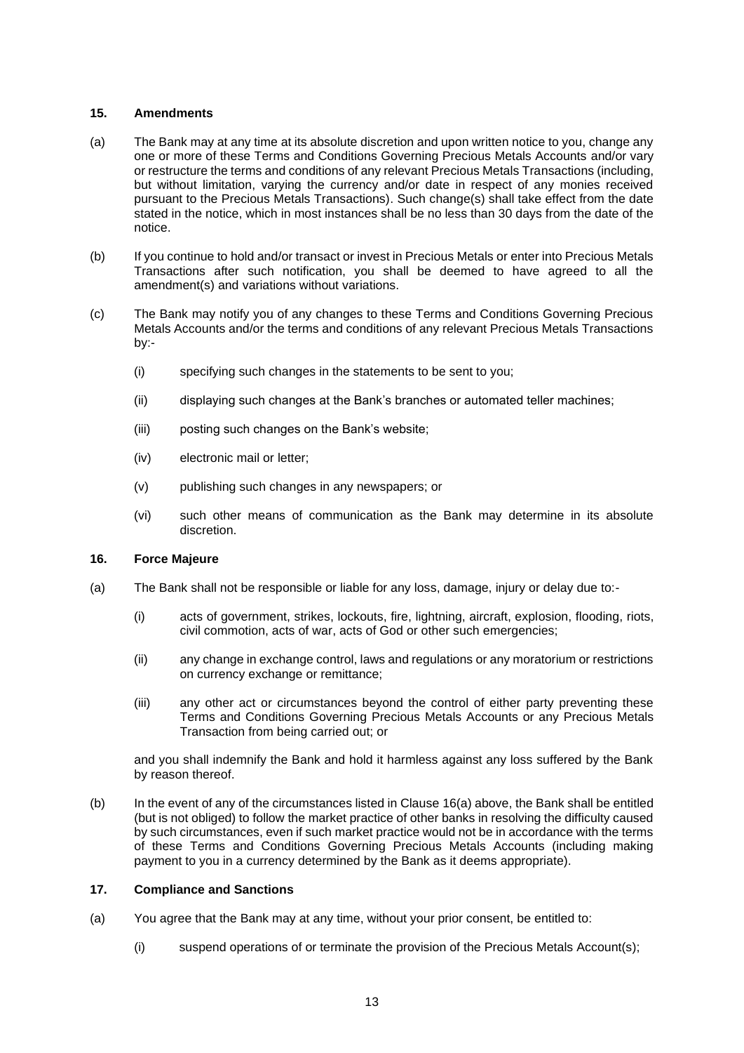### 15. Amendments

(a) The Bank may at any time at its absolute discretion and upon written notice to you, change any one or more of these Terms and Conditions Governing Precious Metals Accounts and/or vary or restructure the terms and conditions of any relevant Precious Metals Transactions (including, but without limitation, varying the currency and/or date in respect of any monies received pursuant to the Precious Metals Transactions). Such change(s) shall take effect from the date stated in the notice, which in most instances shall be no less than 30 days from the date of the notice.

(b) If you continue to hold and/or transact or invest in Precious Metals or enter into Precious Metals Transactions after such notification, you shall be deemed to have agreed to all the amendment(s) and variations without variations.

(c) The Bank may notify you of any changes to these Terms and Conditions Governing Precious Metals Accounts and/or the terms and conditions of any relevant Precious Metals Transactions by:-

(i) specifying such changes in the statements to be sent to you;

(ii) displaying such changes at the Bank's branches or automated teller machines;

(iii) posting such changes on the Bank's website;

(iv) electronic mail or letter;

(v) publishing such changes in any newspapers; or

(vi) such other means of communication as the Bank may determine in its absolute discretion.

### 16. Force Majeure

(a) The Bank shall not be responsible or liable for any loss, damage, injury or delay due to:-

(i) acts of government, strikes, lockouts, fire, lightning, aircraft, explosion, flooding, riots, civil commotion, acts of war, acts of God or other such emergencies;

(ii) any change in exchange control, laws and regulations or any moratorium or restrictions on currency exchange or remittance;

(iii) any other act or circumstances beyond the control of either party preventing these Terms and Conditions Governing Precious Metals Accounts or any Precious Metals Transaction from being carried out; or

and you shall indemnify the Bank and hold it harmless against any loss suffered by the Bank by reason thereof.

(b) In the event of any of the circumstances listed in Clause 16(a) above, the Bank shall be entitled (but is not obliged) to follow the market practice of other banks in resolving the difficulty caused by such circumstances, even if such market practice would not be in accordance with the terms of these Terms and Conditions Governing Precious Metals Accounts (including making payment to you in a currency determined by the Bank as it deems appropriate).

### 17. Compliance and Sanctions

(a) You agree that the Bank may at any time, without your prior consent, be entitled to:

(i) suspend operations of or terminate the provision of the Precious Metals Account(s);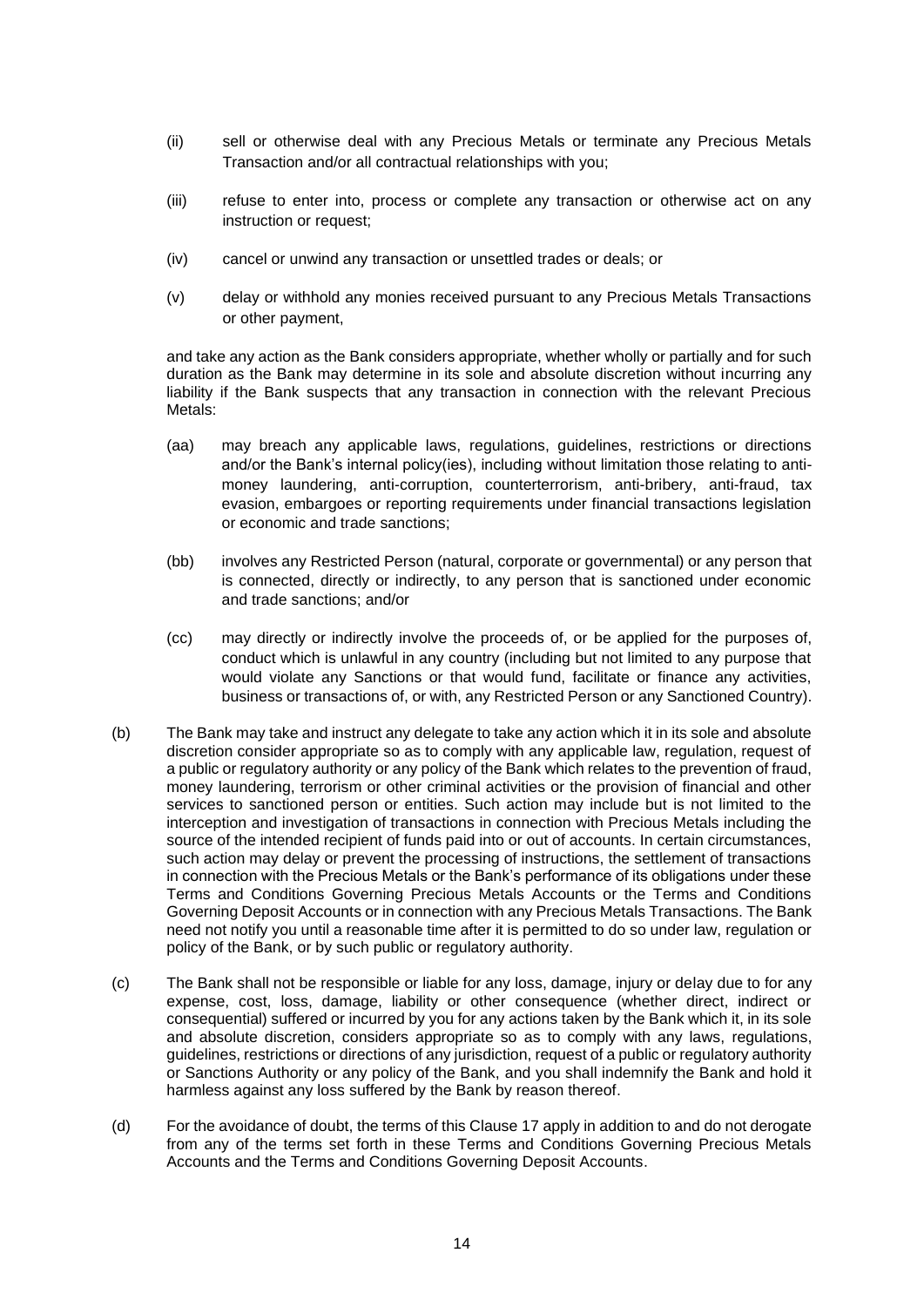(ii) sell or otherwise deal with any Precious Metals or terminate any Precious Metals Transaction and/or all contractual relationships with you;

(iii) refuse to enter into, process or complete any transaction or otherwise act on any instruction or request;

(iv) cancel or unwind any transaction or unsettled trades or deals; or

(v) delay or withhold any monies received pursuant to any Precious Metals Transactions or other payment,

and take any action as the Bank considers appropriate, whether wholly or partially and for such duration as the Bank may determine in its sole and absolute discretion without incurring any liability if the Bank suspects that any transaction in connection with the relevant Precious Metals:

(aa) may breach any applicable laws, regulations, guidelines, restrictions or directions and/or the Bank's internal policy(ies), including without limitation those relating to anti-money laundering, anti-corruption, counterterrorism, anti-bribery, anti-fraud, tax evasion, embargoes or reporting requirements under financial transactions legislation or economic and trade sanctions;

(bb) involves any Restricted Person (natural, corporate or governmental) or any person that is connected, directly or indirectly, to any person that is sanctioned under economic and trade sanctions; and/or

(cc) may directly or indirectly involve the proceeds of, or be applied for the purposes of, conduct which is unlawful in any country (including but not limited to any purpose that would violate any Sanctions or that would fund, facilitate or finance any activities, business or transactions of, or with, any Restricted Person or any Sanctioned Country).

(b) The Bank may take and instruct any delegate to take any action which it in its sole and absolute discretion consider appropriate so as to comply with any applicable law, regulation, request of a public or regulatory authority or any policy of the Bank which relates to the prevention of fraud, money laundering, terrorism or other criminal activities or the provision of financial and other services to sanctioned person or entities. Such action may include but is not limited to the interception and investigation of transactions in connection with Precious Metals including the source of the intended recipient of funds paid into or out of accounts. In certain circumstances, such action may delay or prevent the processing of instructions, the settlement of transactions in connection with the Precious Metals or the Bank's performance of its obligations under these Terms and Conditions Governing Precious Metals Accounts or the Terms and Conditions Governing Deposit Accounts or in connection with any Precious Metals Transactions. The Bank need not notify you until a reasonable time after it is permitted to do so under law, regulation or policy of the Bank, or by such public or regulatory authority.

(c) The Bank shall not be responsible or liable for any loss, damage, injury or delay due to for any expense, cost, loss, damage, liability or other consequence (whether direct, indirect or consequential) suffered or incurred by you for any actions taken by the Bank which it, in its sole and absolute discretion, considers appropriate so as to comply with any laws, regulations, guidelines, restrictions or directions of any jurisdiction, request of a public or regulatory authority or Sanctions Authority or any policy of the Bank, and you shall indemnify the Bank and hold it harmless against any loss suffered by the Bank by reason thereof.

(d) For the avoidance of doubt, the terms of this Clause 17 apply in addition to and do not derogate from any of the terms set forth in these Terms and Conditions Governing Precious Metals Accounts and the Terms and Conditions Governing Deposit Accounts.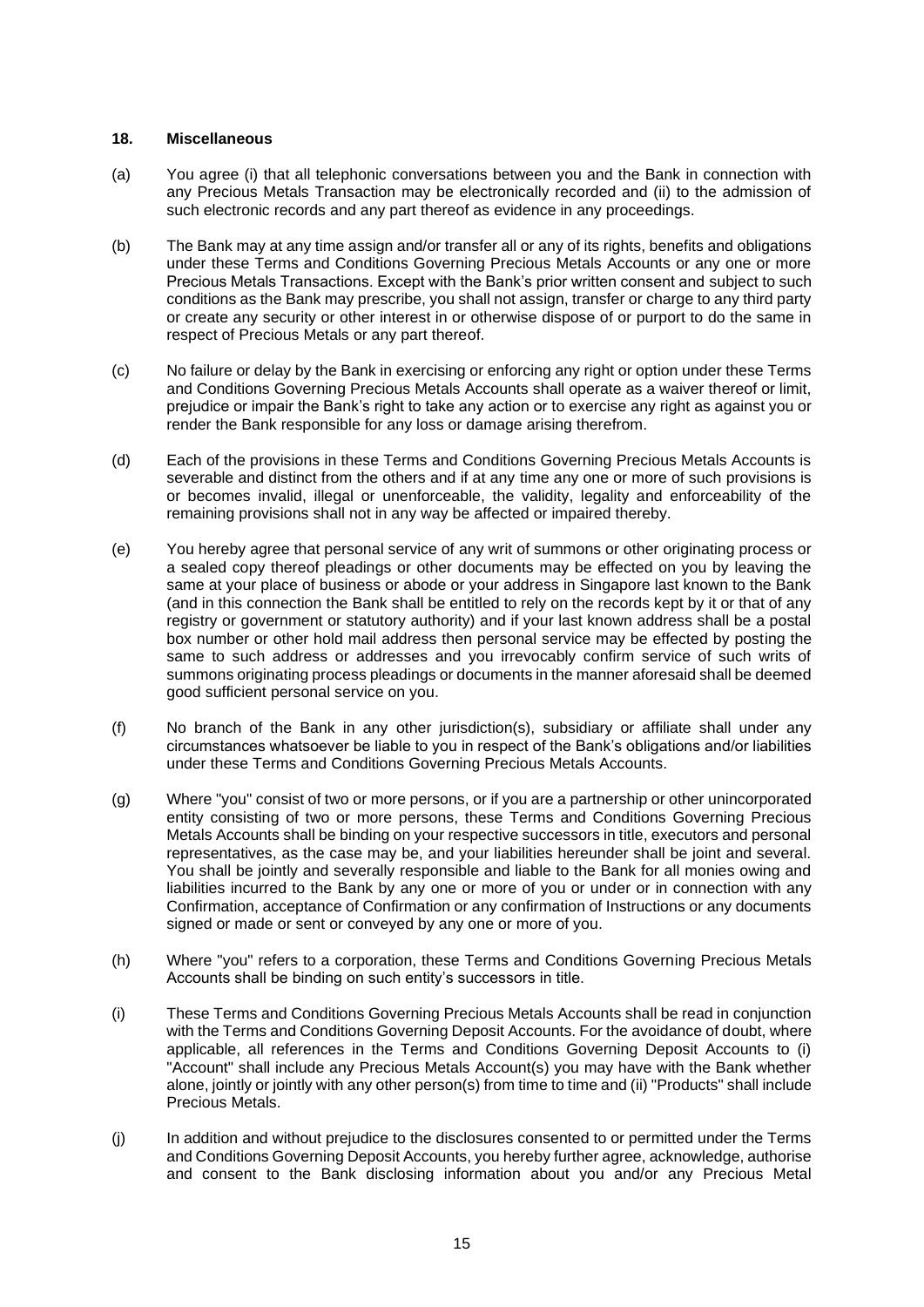**18. Miscellaneous**

(a) You agree (i) that all telephonic conversations between you and the Bank in connection with any Precious Metals Transaction may be electronically recorded and (ii) to the admission of such electronic records and any part thereof as evidence in any proceedings.

(b) The Bank may at any time assign and/or transfer all or any of its rights, benefits and obligations under these Terms and Conditions Governing Precious Metals Accounts or any one or more Precious Metals Transactions. Except with the Bank's prior written consent and subject to such conditions as the Bank may prescribe, you shall not assign, transfer or charge to any third party or create any security or other interest in or otherwise dispose of or purport to do the same in respect of Precious Metals or any part thereof.

(c) No failure or delay by the Bank in exercising or enforcing any right or option under these Terms and Conditions Governing Precious Metals Accounts shall operate as a waiver thereof or limit, prejudice or impair the Bank's right to take any action or to exercise any right as against you or render the Bank responsible for any loss or damage arising therefrom.

(d) Each of the provisions in these Terms and Conditions Governing Precious Metals Accounts is severable and distinct from the others and if at any time any one or more of such provisions is or becomes invalid, illegal or unenforceable, the validity, legality and enforceability of the remaining provisions shall not in any way be affected or impaired thereby.

(e) You hereby agree that personal service of any writ of summons or other originating process or a sealed copy thereof pleadings or other documents may be effected on you by leaving the same at your place of business or abode or your address in Singapore last known to the Bank (and in this connection the Bank shall be entitled to rely on the records kept by it or that of any registry or government or statutory authority) and if your last known address shall be a postal box number or other hold mail address then personal service may be effected by posting the same to such address or addresses and you irrevocably confirm service of such writs of summons originating process pleadings or documents in the manner aforesaid shall be deemed good sufficient personal service on you.

(f) No branch of the Bank in any other jurisdiction(s), subsidiary or affiliate shall under any circumstances whatsoever be liable to you in respect of the Bank's obligations and/or liabilities under these Terms and Conditions Governing Precious Metals Accounts.

(g) Where "you" consist of two or more persons, or if you are a partnership or other unincorporated entity consisting of two or more persons, these Terms and Conditions Governing Precious Metals Accounts shall be binding on your respective successors in title, executors and personal representatives, as the case may be, and your liabilities hereunder shall be joint and several. You shall be jointly and severally responsible and liable to the Bank for all monies owing and liabilities incurred to the Bank by any one or more of you or under or in connection with any Confirmation, acceptance of Confirmation or any confirmation of Instructions or any documents signed or made or sent or conveyed by any one or more of you.

(h) Where "you" refers to a corporation, these Terms and Conditions Governing Precious Metals Accounts shall be binding on such entity's successors in title.

(i) These Terms and Conditions Governing Precious Metals Accounts shall be read in conjunction with the Terms and Conditions Governing Deposit Accounts. For the avoidance of doubt, where applicable, all references in the Terms and Conditions Governing Deposit Accounts to (i) "Account" shall include any Precious Metals Account(s) you may have with the Bank whether alone, jointly or jointly with any other person(s) from time to time and (ii) "Products" shall include Precious Metals.

(j) In addition and without prejudice to the disclosures consented to or permitted under the Terms and Conditions Governing Deposit Accounts, you hereby further agree, acknowledge, authorise and consent to the Bank disclosing information about you and/or any Precious Metal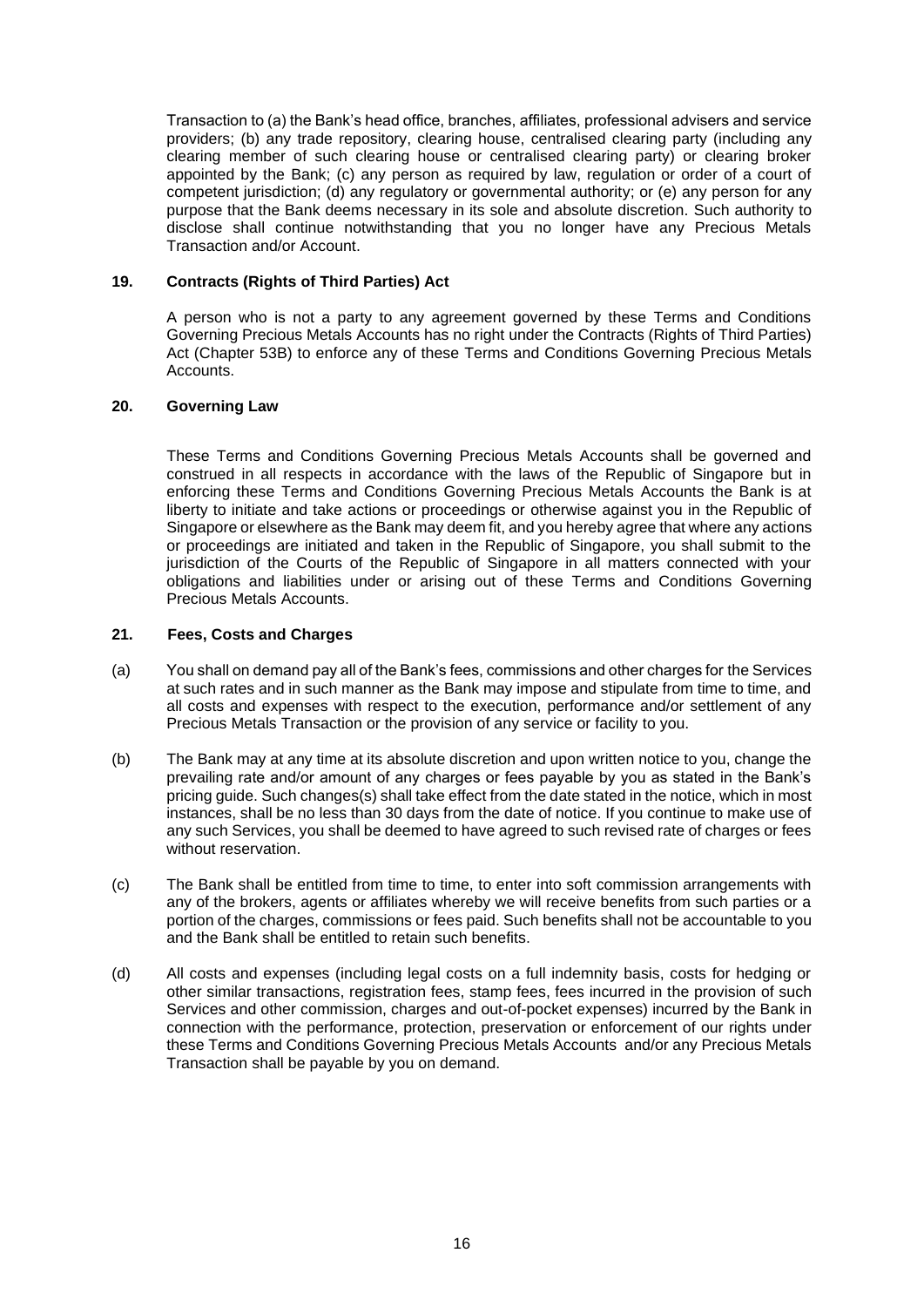Transaction to (a) the Bank's head office, branches, affiliates, professional advisers and service providers; (b) any trade repository, clearing house, centralised clearing party (including any clearing member of such clearing house or centralised clearing party) or clearing broker appointed by the Bank; (c) any person as required by law, regulation or order of a court of competent jurisdiction; (d) any regulatory or governmental authority; or (e) any person for any purpose that the Bank deems necessary in its sole and absolute discretion. Such authority to disclose shall continue notwithstanding that you no longer have any Precious Metals Transaction and/or Account.

## 19. Contracts (Rights of Third Parties) Act

A person who is not a party to any agreement governed by these Terms and Conditions Governing Precious Metals Accounts has no right under the Contracts (Rights of Third Parties) Act (Chapter 53B) to enforce any of these Terms and Conditions Governing Precious Metals Accounts.

## 20. Governing Law

These Terms and Conditions Governing Precious Metals Accounts shall be governed and construed in all respects in accordance with the laws of the Republic of Singapore but in enforcing these Terms and Conditions Governing Precious Metals Accounts the Bank is at liberty to initiate and take actions or proceedings or otherwise against you in the Republic of Singapore or elsewhere as the Bank may deem fit, and you hereby agree that where any actions or proceedings are initiated and taken in the Republic of Singapore, you shall submit to the jurisdiction of the Courts of the Republic of Singapore in all matters connected with your obligations and liabilities under or arising out of these Terms and Conditions Governing Precious Metals Accounts.

## 21. Fees, Costs and Charges

(a) You shall on demand pay all of the Bank's fees, commissions and other charges for the Services at such rates and in such manner as the Bank may impose and stipulate from time to time, and all costs and expenses with respect to the execution, performance and/or settlement of any Precious Metals Transaction or the provision of any service or facility to you.

(b) The Bank may at any time at its absolute discretion and upon written notice to you, change the prevailing rate and/or amount of any charges or fees payable by you as stated in the Bank's pricing guide. Such changes(s) shall take effect from the date stated in the notice, which in most instances, shall be no less than 30 days from the date of notice. If you continue to make use of any such Services, you shall be deemed to have agreed to such revised rate of charges or fees without reservation.

(c) The Bank shall be entitled from time to time, to enter into soft commission arrangements with any of the brokers, agents or affiliates whereby we will receive benefits from such parties or a portion of the charges, commissions or fees paid. Such benefits shall not be accountable to you and the Bank shall be entitled to retain such benefits.

(d) All costs and expenses (including legal costs on a full indemnity basis, costs for hedging or other similar transactions, registration fees, stamp fees, fees incurred in the provision of such Services and other commission, charges and out-of-pocket expenses) incurred by the Bank in connection with the performance, protection, preservation or enforcement of our rights under these Terms and Conditions Governing Precious Metals Accounts and/or any Precious Metals Transaction shall be payable by you on demand.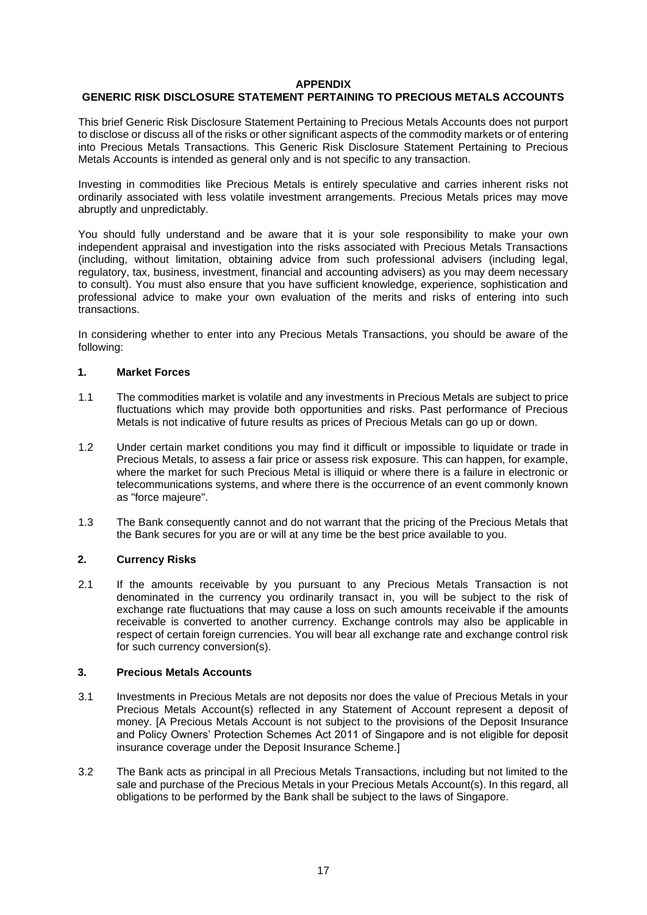**APPENDIX**

**GENERIC RISK DISCLOSURE STATEMENT PERTAINING TO PRECIOUS METALS ACCOUNTS**

This brief Generic Risk Disclosure Statement Pertaining to Precious Metals Accounts does not purport to disclose or discuss all of the risks or other significant aspects of the commodity markets or of entering into Precious Metals Transactions. This Generic Risk Disclosure Statement Pertaining to Precious Metals Accounts is intended as general only and is not specific to any transaction.

Investing in commodities like Precious Metals is entirely speculative and carries inherent risks not ordinarily associated with less volatile investment arrangements. Precious Metals prices may move abruptly and unpredictably.

You should fully understand and be aware that it is your sole responsibility to make your own independent appraisal and investigation into the risks associated with Precious Metals Transactions (including, without limitation, obtaining advice from such professional advisers (including legal, regulatory, tax, business, investment, financial and accounting advisers) as you may deem necessary to consult). You must also ensure that you have sufficient knowledge, experience, sophistication and professional advice to make your own evaluation of the merits and risks of entering into such transactions.

In considering whether to enter into any Precious Metals Transactions, you should be aware of the following:

**1. Market Forces**

1.1 The commodities market is volatile and any investments in Precious Metals are subject to price fluctuations which may provide both opportunities and risks. Past performance of Precious Metals is not indicative of future results as prices of Precious Metals can go up or down.

1.2 Under certain market conditions you may find it difficult or impossible to liquidate or trade in Precious Metals, to assess a fair price or assess risk exposure. This can happen, for example, where the market for such Precious Metal is illiquid or where there is a failure in electronic or telecommunications systems, and where there is the occurrence of an event commonly known as "force majeure".

1.3 The Bank consequently cannot and do not warrant that the pricing of the Precious Metals that the Bank secures for you are or will at any time be the best price available to you.

**2. Currency Risks**

2.1 If the amounts receivable by you pursuant to any Precious Metals Transaction is not denominated in the currency you ordinarily transact in, you will be subject to the risk of exchange rate fluctuations that may cause a loss on such amounts receivable if the amounts receivable is converted to another currency. Exchange controls may also be applicable in respect of certain foreign currencies. You will bear all exchange rate and exchange control risk for such currency conversion(s).

**3. Precious Metals Accounts**

3.1 Investments in Precious Metals are not deposits nor does the value of Precious Metals in your Precious Metals Account(s) reflected in any Statement of Account represent a deposit of money. [A Precious Metals Account is not subject to the provisions of the Deposit Insurance and Policy Owners' Protection Schemes Act 2011 of Singapore and is not eligible for deposit insurance coverage under the Deposit Insurance Scheme.]

3.2 The Bank acts as principal in all Precious Metals Transactions, including but not limited to the sale and purchase of the Precious Metals in your Precious Metals Account(s). In this regard, all obligations to be performed by the Bank shall be subject to the laws of Singapore.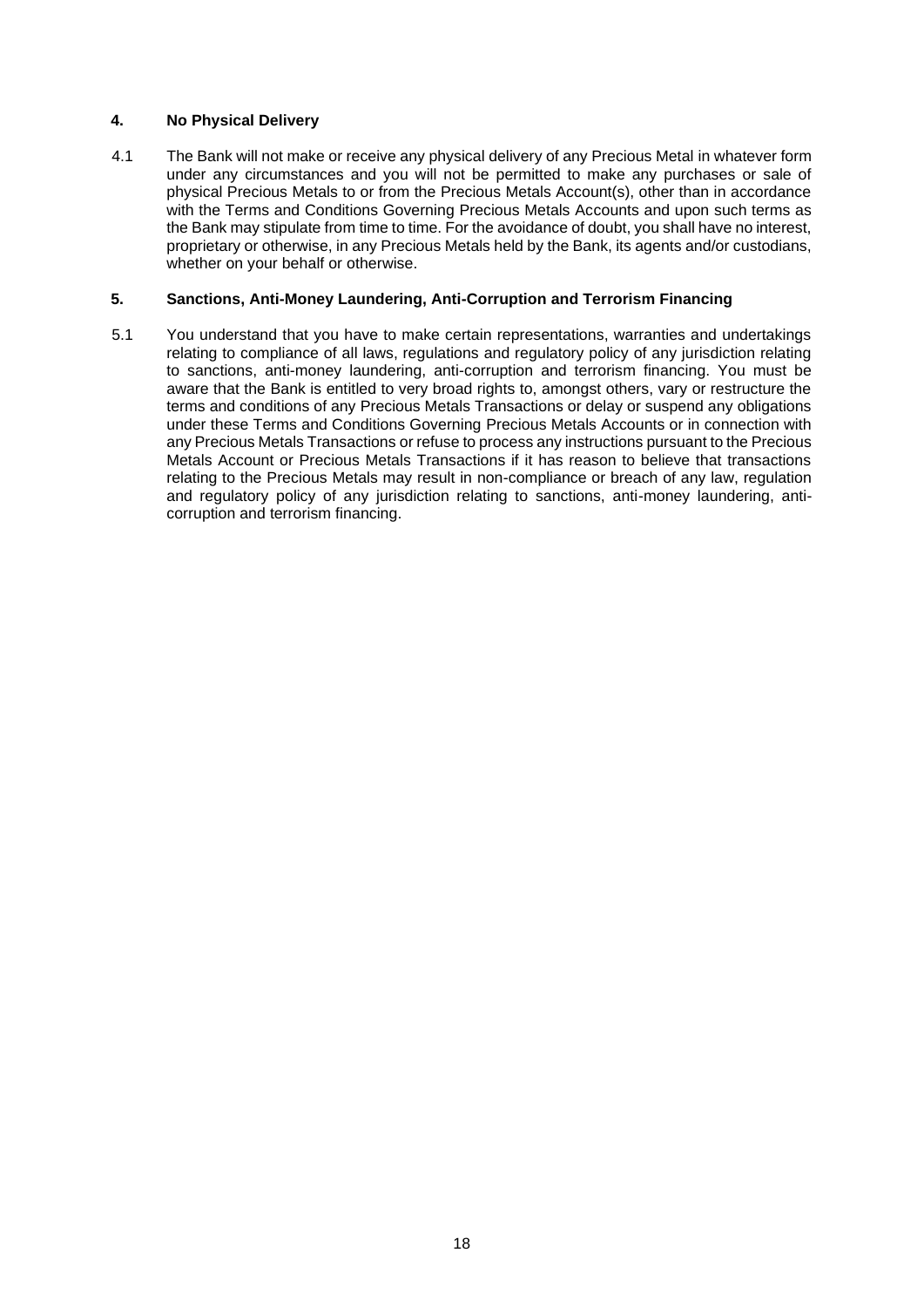## 4. No Physical Delivery

4.1 The Bank will not make or receive any physical delivery of any Precious Metal in whatever form under any circumstances and you will not be permitted to make any purchases or sale of physical Precious Metals to or from the Precious Metals Account(s), other than in accordance with the Terms and Conditions Governing Precious Metals Accounts and upon such terms as the Bank may stipulate from time to time. For the avoidance of doubt, you shall have no interest, proprietary or otherwise, in any Precious Metals held by the Bank, its agents and/or custodians, whether on your behalf or otherwise.

## 5. Sanctions, Anti-Money Laundering, Anti-Corruption and Terrorism Financing

5.1 You understand that you have to make certain representations, warranties and undertakings relating to compliance of all laws, regulations and regulatory policy of any jurisdiction relating to sanctions, anti-money laundering, anti-corruption and terrorism financing. You must be aware that the Bank is entitled to very broad rights to, amongst others, vary or restructure the terms and conditions of any Precious Metals Transactions or delay or suspend any obligations under these Terms and Conditions Governing Precious Metals Accounts or in connection with any Precious Metals Transactions or refuse to process any instructions pursuant to the Precious Metals Account or Precious Metals Transactions if it has reason to believe that transactions relating to the Precious Metals may result in non-compliance or breach of any law, regulation and regulatory policy of any jurisdiction relating to sanctions, anti-money laundering, anti-corruption and terrorism financing.